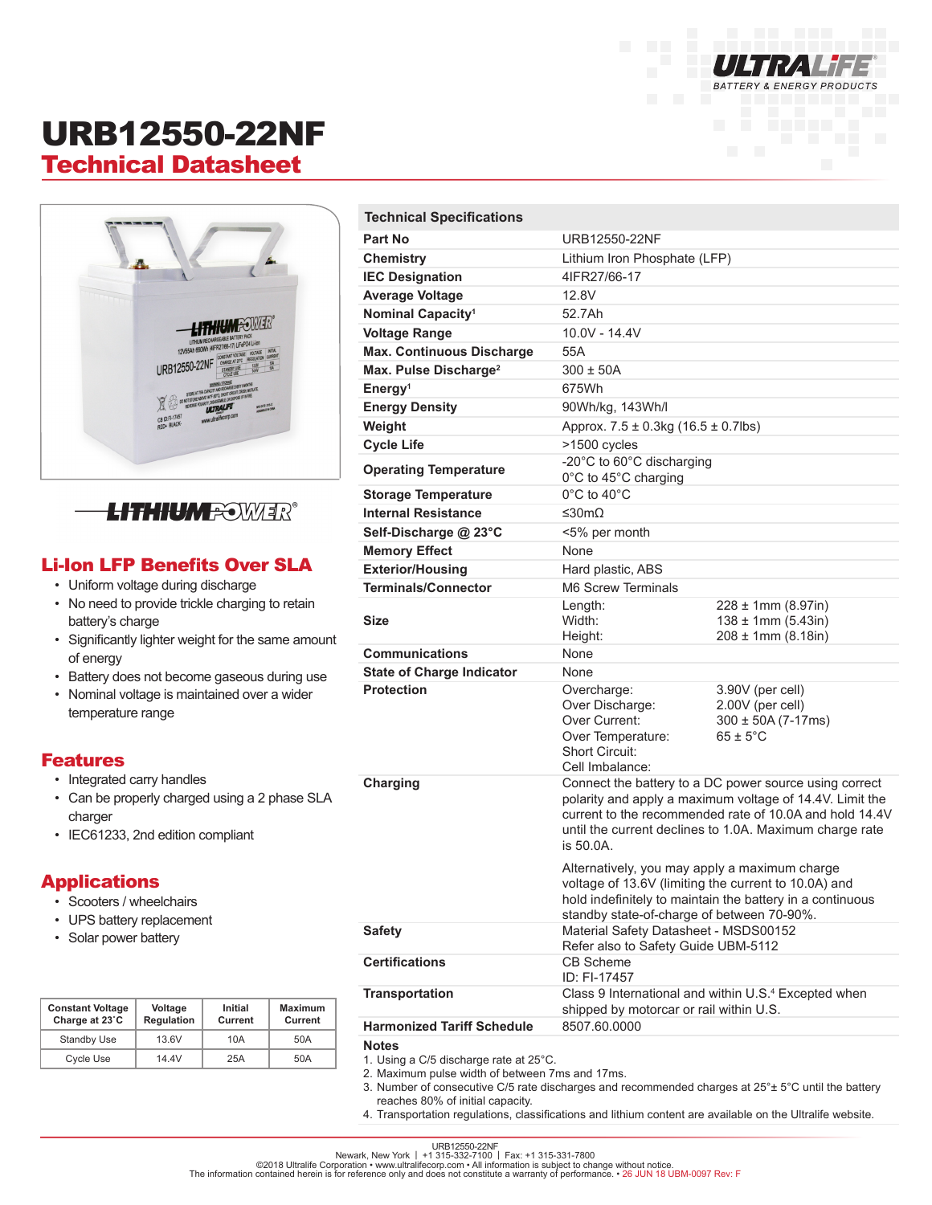# URB12550-22NF

## Technical Datasheet

## Li-Ion LFP Benefits Over SLA

- Uniform voltage during discharge
- No need to provide trickle charging to retain battery's charge
- Significantly lighter weight for the same amount of energy
- Battery does not become gaseous during use
- Nominal voltage is maintained over a wider temperature range

## Features

- Integrated carry handles
- Can be properly charged using a 2 phase SLA charger
- IEC61233, 2nd edition compliant

## Applications

- Scooters / wheelchairs
- UPS battery replacement
- Solar power battery

| Constant Voltage Charge at 23˚C | Voltage Regulation | Initial Current | Maximum Current |
|---|---|---|---|
| Standby Use | 13.6V | 10A | 50A |
| Cycle Use | 14.4V | 25A | 50A |

| Technical Specifications | | |
|---|---|---|
| **Part No** | URB12550-22NF | |
| **Chemistry** | Lithium Iron Phosphate (LFP) | |
| **IEC Designation** | 4IFR27/66-17 | |
| **Average Voltage** | 12.8V | |
| **Nominal Capacity**[1] | 52.7Ah | |
| **Voltage Range** | 10.0V - 14.4V | |
| **Max. Continuous Discharge** | 55A | |
| **Max. Pulse Discharge**[2] | 300 ± 50A | |
| **Energy**[1] | 675Wh | |
| **Energy Density** | 90Wh/kg, 143Wh/l | |
| **Weight** | Approx. 7.5 ± 0.3kg (16.5 ± 0.7lbs) | |
| **Cycle Life** | >1500 cycles | |
| **Operating Temperature** | -20°C to 60°C discharging<br>0°C to 45°C charging | |
| **Storage Temperature** | 0°C to 40°C | |
| **Internal Resistance** | ≤30mΩ | |
| **Self-Discharge @ 23°C** | <5% per month | |
| **Memory Effect** | None | |
| **Exterior/Housing** | Hard plastic, ABS | |
| **Terminals/Connector** | M6 Screw Terminals | |
| **Size** | Length:<br>Width:<br>Height: | 228 ± 1mm (8.97in)<br>138 ± 1mm (5.43in)<br>208 ± 1mm (8.18in) |
| **Communications** | None | |
| **State of Charge Indicator** | None | |
| **Protection** | Overcharge:<br>Over Discharge:<br>Over Current:<br>Over Temperature:<br>Short Circuit:<br>Cell Imbalance: | 3.90V (per cell)<br>2.00V (per cell)<br>300 ± 50A (7-17ms)<br>65 ± 5°C |
| **Charging** | Connect the battery to a DC power source using correct polarity and apply a maximum voltage of 14.4V. Limit the current to the recommended rate of 10.0A and hold 14.4V until the current declines to 1.0A. Maximum charge rate is 50.0A.<br><br>Alternatively, you may apply a maximum charge voltage of 13.6V (limiting the current to 10.0A) and hold indefinitely to maintain the battery in a continuous standby state-of-charge of between 70-90%. | |
| **Safety** | Material Safety Datasheet - MSDS00152<br>Refer also to Safety Guide UBM-5112 | |
| **Certifications** | CB Scheme<br>ID: FI-17457 | |
| **Transportation** | Class 9 International and within U.S.[4] Excepted when shipped by motorcar or rail within U.S. | |
| **Harmonized Tariff Schedule** | 8507.60.0000 | |

**Notes**

1. Using a C/5 discharge rate at 25°C.
2. Maximum pulse width of between 7ms and 17ms.
3. Number of consecutive C/5 rate discharges and recommended charges at 25°± 5°C until the battery reaches 80% of initial capacity.
4. Transportation regulations, classifications and lithium content are available on the Ultralife website.

URB12550-22NF
Newark, New York | +1 315-332-7100 | Fax: +1 315-331-7800
©2018 Ultralife Corporation • www.ultralifecorp.com • All information is subject to change without notice.
The information contained herein is for reference only and does not constitute a warranty of performance. • 26 JUN 18 UBM-0097 Rev: F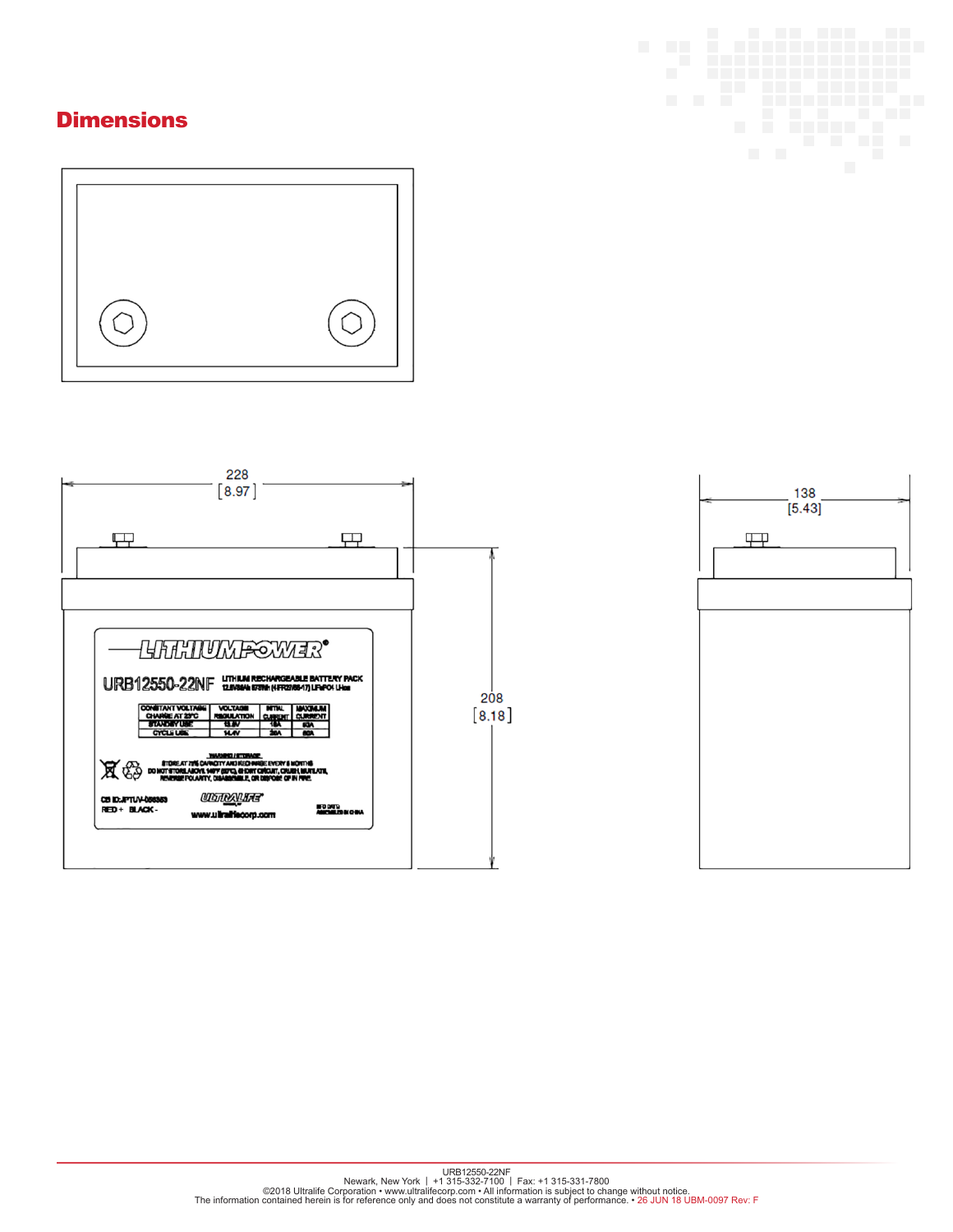## Dimensions

228
[8.97]

208
[8.18]

138
[5.43]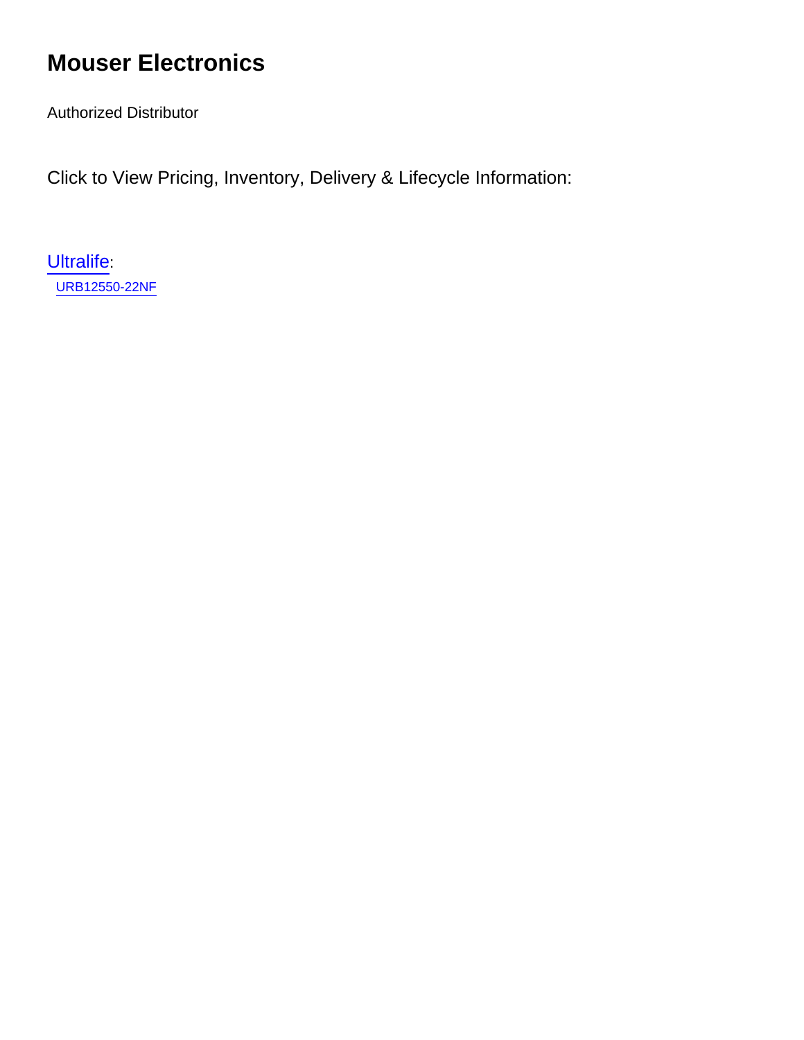# Mouser Electronics

Authorized Distributor

Click to View Pricing, Inventory, Delivery & Lifecycle Information:

Ultralife:

URB12550-22NF